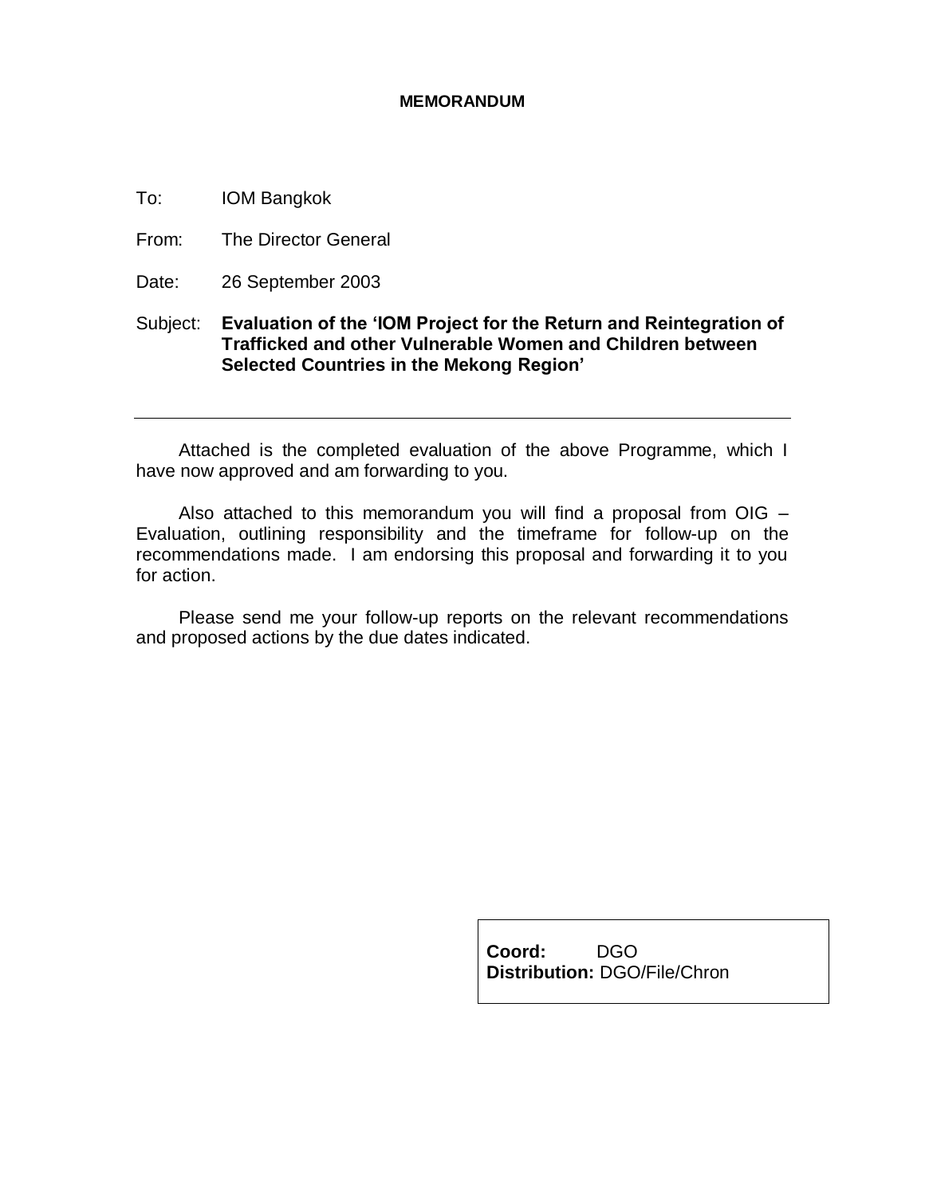**MEMORANDUM**

To: IOM Bangkok

From: The Director General

Date: 26 September 2003

Subject: **Evaluation of the 'IOM Project for the Return and Reintegration of Trafficked and other Vulnerable Women and Children between Selected Countries in the Mekong Region'**

---

Attached is the completed evaluation of the above Programme, which I have now approved and am forwarding to you.

Also attached to this memorandum you will find a proposal from OIG – Evaluation, outlining responsibility and the timeframe for follow-up on the recommendations made. I am endorsing this proposal and forwarding it to you for action.

Please send me your follow-up reports on the relevant recommendations and proposed actions by the due dates indicated.

**Coord:** DGO
**Distribution:** DGO/File/Chron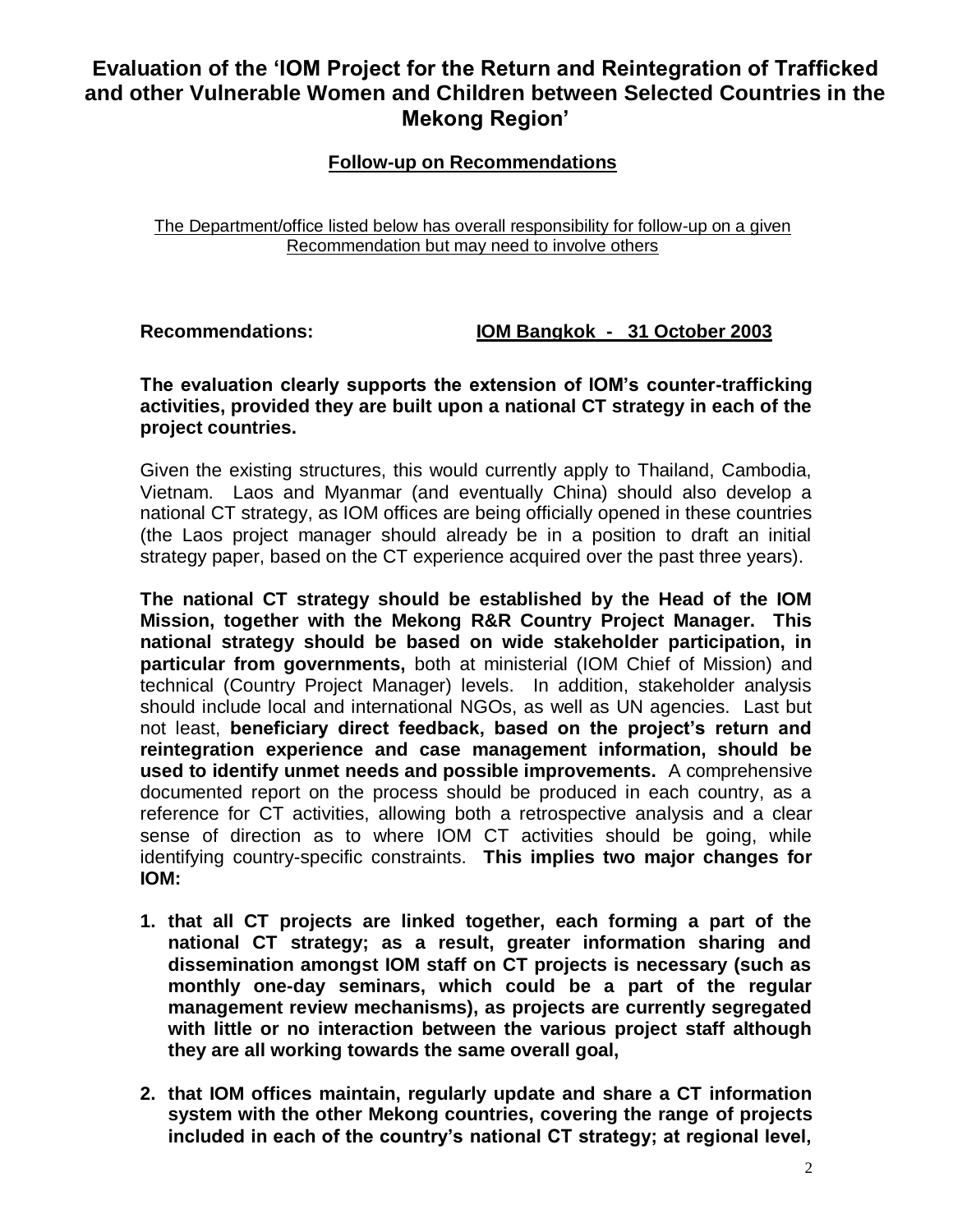# Evaluation of the 'IOM Project for the Return and Reintegration of Trafficked and other Vulnerable Women and Children between Selected Countries in the Mekong Region'

## Follow-up on Recommendations

The Department/office listed below has overall responsibility for follow-up on a given Recommendation but may need to involve others

**Recommendations:** **IOM Bangkok - 31 October 2003**

**The evaluation clearly supports the extension of IOM's counter-trafficking activities, provided they are built upon a national CT strategy in each of the project countries.**

Given the existing structures, this would currently apply to Thailand, Cambodia, Vietnam. Laos and Myanmar (and eventually China) should also develop a national CT strategy, as IOM offices are being officially opened in these countries (the Laos project manager should already be in a position to draft an initial strategy paper, based on the CT experience acquired over the past three years).

**The national CT strategy should be established by the Head of the IOM Mission, together with the Mekong R&R Country Project Manager. This national strategy should be based on wide stakeholder participation, in particular from governments,** both at ministerial (IOM Chief of Mission) and technical (Country Project Manager) levels. In addition, stakeholder analysis should include local and international NGOs, as well as UN agencies. Last but not least, **beneficiary direct feedback, based on the project's return and reintegration experience and case management information, should be used to identify unmet needs and possible improvements.** A comprehensive documented report on the process should be produced in each country, as a reference for CT activities, allowing both a retrospective analysis and a clear sense of direction as to where IOM CT activities should be going, while identifying country-specific constraints. **This implies two major changes for IOM:**

1. **that all CT projects are linked together, each forming a part of the national CT strategy; as a result, greater information sharing and dissemination amongst IOM staff on CT projects is necessary (such as monthly one-day seminars, which could be a part of the regular management review mechanisms), as projects are currently segregated with little or no interaction between the various project staff although they are all working towards the same overall goal,**

2. **that IOM offices maintain, regularly update and share a CT information system with the other Mekong countries, covering the range of projects included in each of the country's national CT strategy; at regional level,**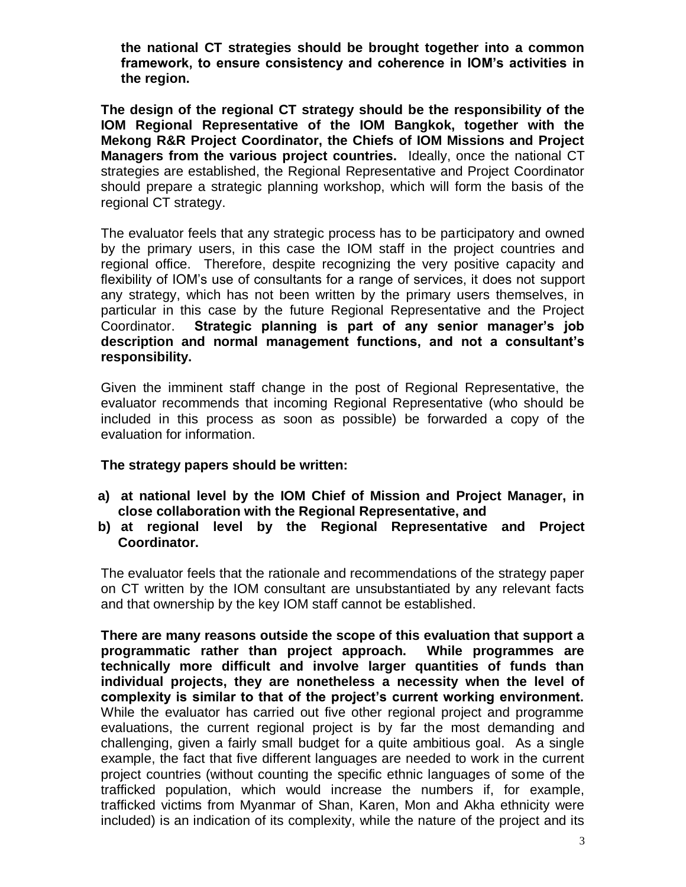**the national CT strategies should be brought together into a common framework, to ensure consistency and coherence in IOM's activities in the region.**

**The design of the regional CT strategy should be the responsibility of the IOM Regional Representative of the IOM Bangkok, together with the Mekong R&R Project Coordinator, the Chiefs of IOM Missions and Project Managers from the various project countries.** Ideally, once the national CT strategies are established, the Regional Representative and Project Coordinator should prepare a strategic planning workshop, which will form the basis of the regional CT strategy.

The evaluator feels that any strategic process has to be participatory and owned by the primary users, in this case the IOM staff in the project countries and regional office. Therefore, despite recognizing the very positive capacity and flexibility of IOM's use of consultants for a range of services, it does not support any strategy, which has not been written by the primary users themselves, in particular in this case by the future Regional Representative and the Project Coordinator. **Strategic planning is part of any senior manager's job description and normal management functions, and not a consultant's responsibility.**

Given the imminent staff change in the post of Regional Representative, the evaluator recommends that incoming Regional Representative (who should be included in this process as soon as possible) be forwarded a copy of the evaluation for information.

**The strategy papers should be written:**

**a) at national level by the IOM Chief of Mission and Project Manager, in close collaboration with the Regional Representative, and**
**b) at regional level by the Regional Representative and Project Coordinator.**

The evaluator feels that the rationale and recommendations of the strategy paper on CT written by the IOM consultant are unsubstantiated by any relevant facts and that ownership by the key IOM staff cannot be established.

**There are many reasons outside the scope of this evaluation that support a programmatic rather than project approach. While programmes are technically more difficult and involve larger quantities of funds than individual projects, they are nonetheless a necessity when the level of complexity is similar to that of the project's current working environment.** While the evaluator has carried out five other regional project and programme evaluations, the current regional project is by far the most demanding and challenging, given a fairly small budget for a quite ambitious goal. As a single example, the fact that five different languages are needed to work in the current project countries (without counting the specific ethnic languages of some of the trafficked population, which would increase the numbers if, for example, trafficked victims from Myanmar of Shan, Karen, Mon and Akha ethnicity were included) is an indication of its complexity, while the nature of the project and its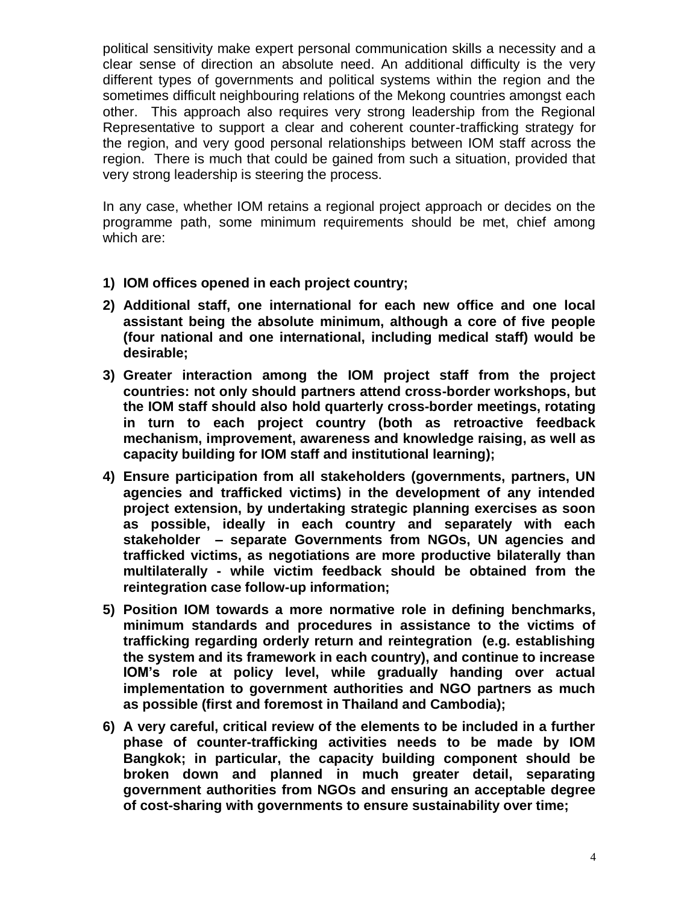political sensitivity make expert personal communication skills a necessity and a clear sense of direction an absolute need. An additional difficulty is the very different types of governments and political systems within the region and the sometimes difficult neighbouring relations of the Mekong countries amongst each other. This approach also requires very strong leadership from the Regional Representative to support a clear and coherent counter-trafficking strategy for the region, and very good personal relationships between IOM staff across the region. There is much that could be gained from such a situation, provided that very strong leadership is steering the process.

In any case, whether IOM retains a regional project approach or decides on the programme path, some minimum requirements should be met, chief among which are:

1) **IOM offices opened in each project country;**
2) **Additional staff, one international for each new office and one local assistant being the absolute minimum, although a core of five people (four national and one international, including medical staff) would be desirable;**
3) **Greater interaction among the IOM project staff from the project countries: not only should partners attend cross-border workshops, but the IOM staff should also hold quarterly cross-border meetings, rotating in turn to each project country (both as retroactive feedback mechanism, improvement, awareness and knowledge raising, as well as capacity building for IOM staff and institutional learning);**
4) **Ensure participation from all stakeholders (governments, partners, UN agencies and trafficked victims) in the development of any intended project extension, by undertaking strategic planning exercises as soon as possible, ideally in each country and separately with each stakeholder – separate Governments from NGOs, UN agencies and trafficked victims, as negotiations are more productive bilaterally than multilaterally - while victim feedback should be obtained from the reintegration case follow-up information;**
5) **Position IOM towards a more normative role in defining benchmarks, minimum standards and procedures in assistance to the victims of trafficking regarding orderly return and reintegration (e.g. establishing the system and its framework in each country), and continue to increase IOM's role at policy level, while gradually handing over actual implementation to government authorities and NGO partners as much as possible (first and foremost in Thailand and Cambodia);**
6) **A very careful, critical review of the elements to be included in a further phase of counter-trafficking activities needs to be made by IOM Bangkok; in particular, the capacity building component should be broken down and planned in much greater detail, separating government authorities from NGOs and ensuring an acceptable degree of cost-sharing with governments to ensure sustainability over time;**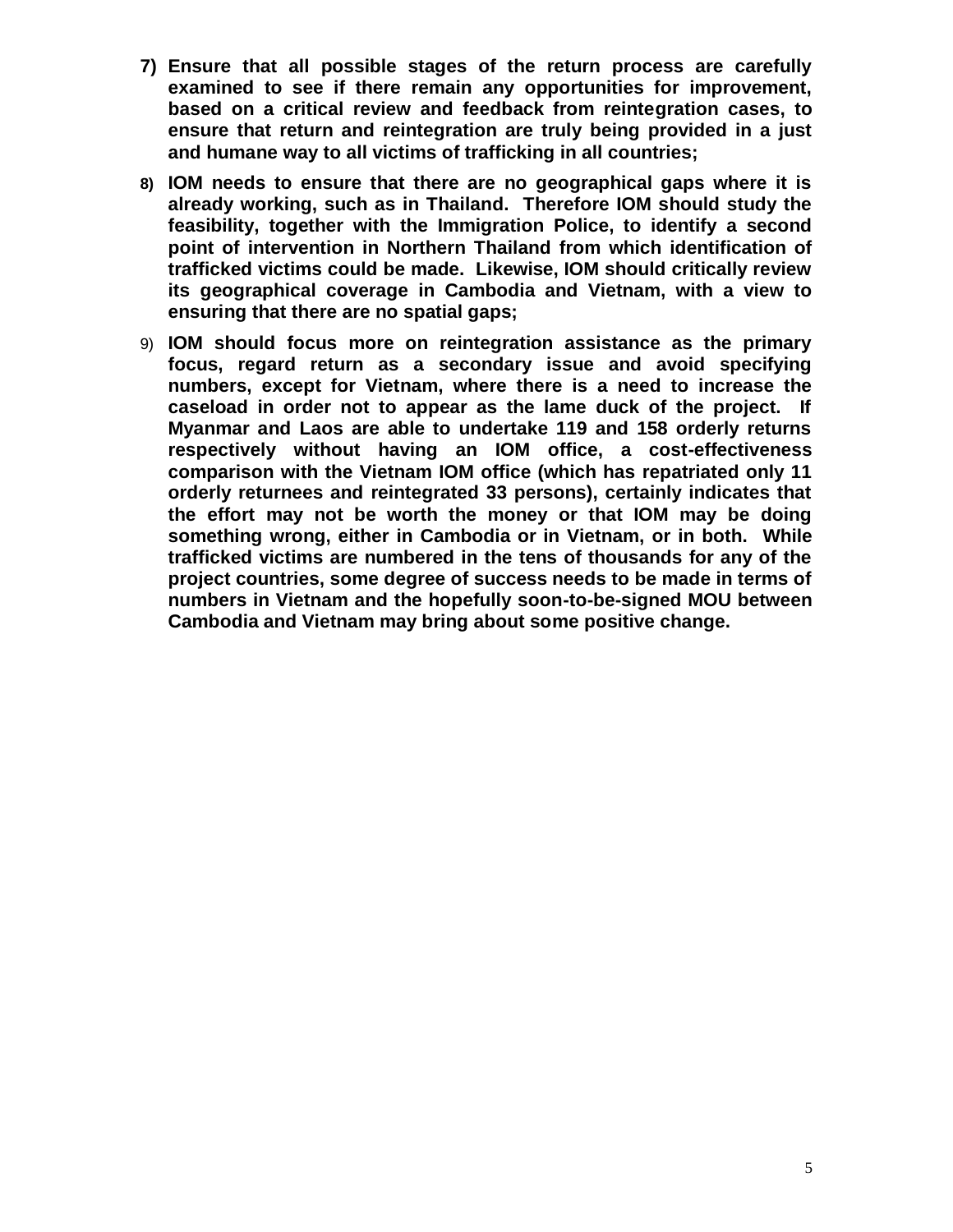7) **Ensure that all possible stages of the return process are carefully examined to see if there remain any opportunities for improvement, based on a critical review and feedback from reintegration cases, to ensure that return and reintegration are truly being provided in a just and humane way to all victims of trafficking in all countries;**

8) **IOM needs to ensure that there are no geographical gaps where it is already working, such as in Thailand. Therefore IOM should study the feasibility, together with the Immigration Police, to identify a second point of intervention in Northern Thailand from which identification of trafficked victims could be made. Likewise, IOM should critically review its geographical coverage in Cambodia and Vietnam, with a view to ensuring that there are no spatial gaps;**

9) **IOM should focus more on reintegration assistance as the primary focus, regard return as a secondary issue and avoid specifying numbers, except for Vietnam, where there is a need to increase the caseload in order not to appear as the lame duck of the project. If Myanmar and Laos are able to undertake 119 and 158 orderly returns respectively without having an IOM office, a cost-effectiveness comparison with the Vietnam IOM office (which has repatriated only 11 orderly returnees and reintegrated 33 persons), certainly indicates that the effort may not be worth the money or that IOM may be doing something wrong, either in Cambodia or in Vietnam, or in both. While trafficked victims are numbered in the tens of thousands for any of the project countries, some degree of success needs to be made in terms of numbers in Vietnam and the hopefully soon-to-be-signed MOU between Cambodia and Vietnam may bring about some positive change.**